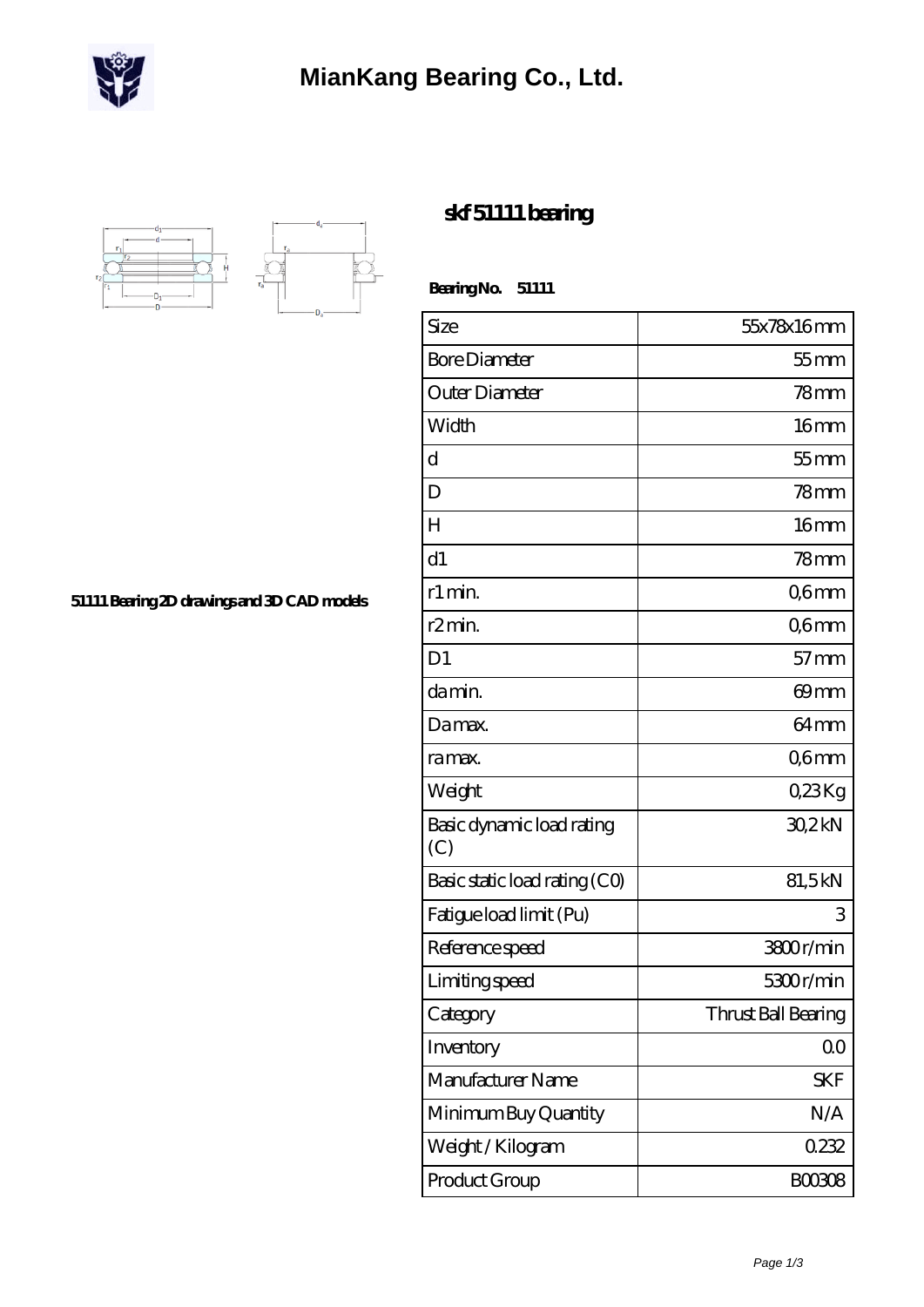# MianKang Bearing Co., Ltd.

## skf 51111 bearing

**Bearing No. 51111**

51111 Bearing 2D drawings and 3D CAD models

| Size | 55x78x16 mm |
|---|---|
| Bore Diameter | 55 mm |
| Outer Diameter | 78 mm |
| Width | 16 mm |
| d | 55 mm |
| D | 78 mm |
| H | 16 mm |
| d1 | 78 mm |
| r1 min. | 0,6 mm |
| r2 min. | 0,6 mm |
| D1 | 57 mm |
| da min. | 69 mm |
| Da max. | 64 mm |
| ra max. | 0,6 mm |
| Weight | 0,23 Kg |
| Basic dynamic load rating (C) | 30,2 kN |
| Basic static load rating (C0) | 81,5 kN |
| Fatigue load limit (Pu) | 3 |
| Reference speed | 3800 r/min |
| Limiting speed | 5300 r/min |
| Category | Thrust Ball Bearing |
| Inventory | 0.0 |
| Manufacturer Name | SKF |
| Minimum Buy Quantity | N/A |
| Weight / Kilogram | 0.232 |
| Product Group | B00308 |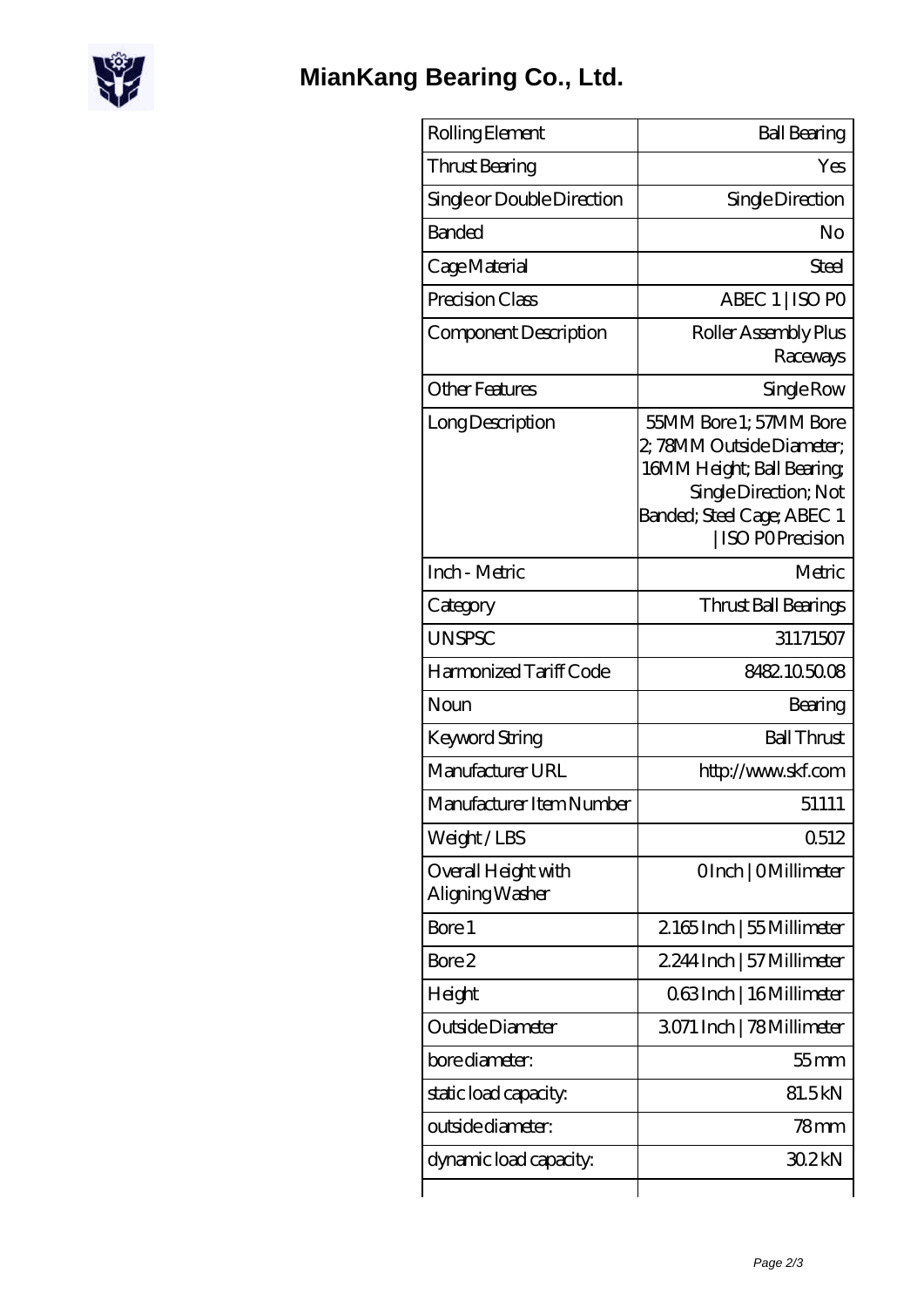# MianKang Bearing Co., Ltd.

| Rolling Element | Ball Bearing |
|---|---|
| Thrust Bearing | Yes |
| Single or Double Direction | Single Direction |
| Banded | No |
| Cage Material | Steel |
| Precision Class | ABEC 1 \| ISO P0 |
| Component Description | Roller Assembly Plus Raceways |
| Other Features | Single Row |
| Long Description | 55MM Bore 1; 57MM Bore 2; 78MM Outside Diameter; 16MM Height; Ball Bearing; Single Direction; Not Banded; Steel Cage; ABEC 1 \| ISO P0 Precision |
| Inch - Metric | Metric |
| Category | Thrust Ball Bearings |
| UNSPSC | 31171507 |
| Harmonized Tariff Code | 8482.10.50.08 |
| Noun | Bearing |
| Keyword String | Ball Thrust |
| Manufacturer URL | http://www.skf.com |
| Manufacturer Item Number | 51111 |
| Weight / LBS | 0.512 |
| Overall Height with Aligning Washer | 0 Inch \| 0 Millimeter |
| Bore 1 | 2.165 Inch \| 55 Millimeter |
| Bore 2 | 2.244 Inch \| 57 Millimeter |
| Height | 0.63 Inch \| 16 Millimeter |
| Outside Diameter | 3.071 Inch \| 78 Millimeter |
| bore diameter: | 55 mm |
| static load capacity: | 81.5 kN |
| outside diameter: | 78 mm |
| dynamic load capacity: | 30.2 kN |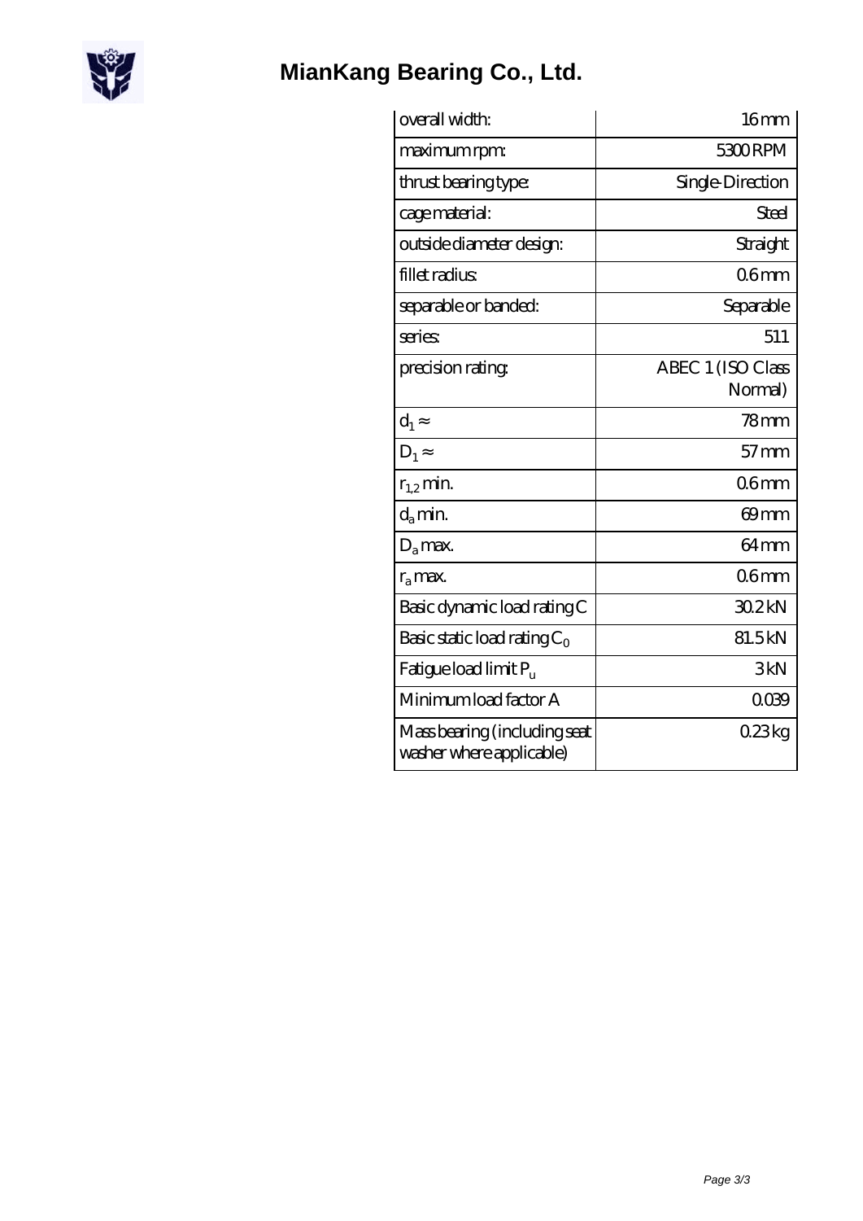# MianKang Bearing Co., Ltd.

| | |
|---|---|
| overall width: | 16 mm |
| maximum rpm: | 5300 RPM |
| thrust bearing type: | Single-Direction |
| cage material: | Steel |
| outside diameter design: | Straight |
| fillet radius: | 0.6 mm |
| separable or banded: | Separable |
| series: | 511 |
| precision rating: | ABEC 1 (ISO Class Normal) |
| $d_1 \approx$ | 78 mm |
| $D_1 \approx$ | 57 mm |
| $r_{1,2}$ min. | 0.6 mm |
| $d_a$ min. | 69 mm |
| $D_a$ max. | 64 mm |
| $r_a$ max. | 0.6 mm |
| Basic dynamic load rating C | 30.2 kN |
| Basic static load rating $C_0$ | 81.5 kN |
| Fatigue load limit $P_u$ | 3 kN |
| Minimum load factor A | 0.039 |
| Mass bearing (including seat washer where applicable) | 0.23 kg |